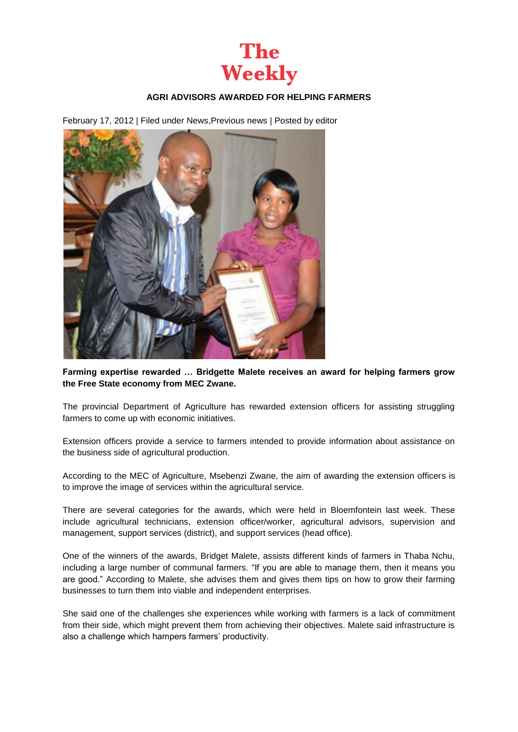# The Weekly

## AGRI ADVISORS AWARDED FOR HELPING FARMERS

February 17, 2012 | Filed under News,Previous news | Posted by editor

**Farming expertise rewarded … Bridgette Malete receives an award for helping farmers grow the Free State economy from MEC Zwane.**

The provincial Department of Agriculture has rewarded extension officers for assisting struggling farmers to come up with economic initiatives.

Extension officers provide a service to farmers intended to provide information about assistance on the business side of agricultural production.

According to the MEC of Agriculture, Msebenzi Zwane, the aim of awarding the extension officers is to improve the image of services within the agricultural service.

There are several categories for the awards, which were held in Bloemfontein last week. These include agricultural technicians, extension officer/worker, agricultural advisors, supervision and management, support services (district), and support services (head office).

One of the winners of the awards, Bridget Malete, assists different kinds of farmers in Thaba Nchu, including a large number of communal farmers. "If you are able to manage them, then it means you are good." According to Malete, she advises them and gives them tips on how to grow their farming businesses to turn them into viable and independent enterprises.

She said one of the challenges she experiences while working with farmers is a lack of commitment from their side, which might prevent them from achieving their objectives. Malete said infrastructure is also a challenge which hampers farmers' productivity.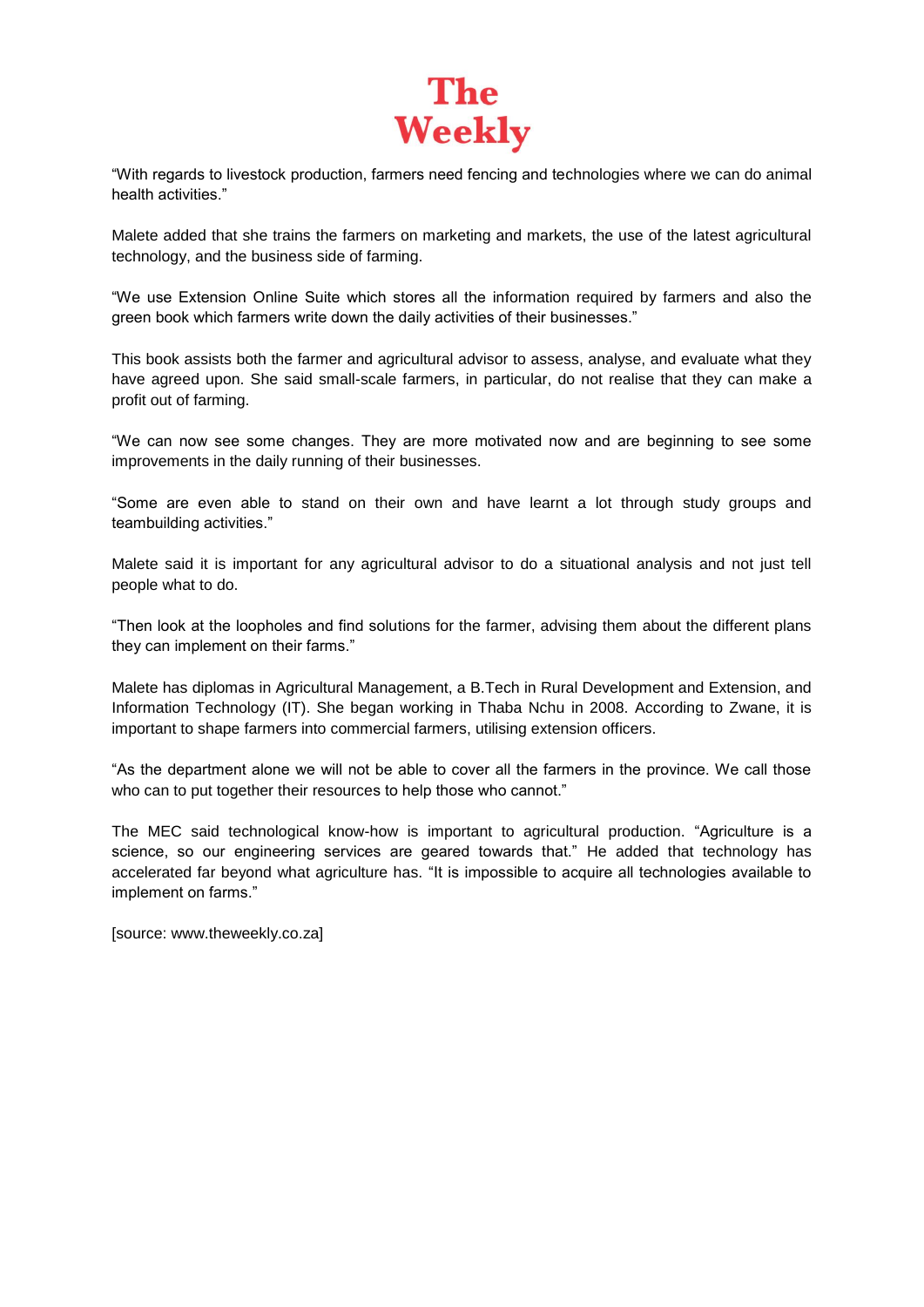“With regards to livestock production, farmers need fencing and technologies where we can do animal health activities.”

Malete added that she trains the farmers on marketing and markets, the use of the latest agricultural technology, and the business side of farming.

“We use Extension Online Suite which stores all the information required by farmers and also the green book which farmers write down the daily activities of their businesses.”

This book assists both the farmer and agricultural advisor to assess, analyse, and evaluate what they have agreed upon. She said small-scale farmers, in particular, do not realise that they can make a profit out of farming.

“We can now see some changes. They are more motivated now and are beginning to see some improvements in the daily running of their businesses.

“Some are even able to stand on their own and have learnt a lot through study groups and teambuilding activities.”

Malete said it is important for any agricultural advisor to do a situational analysis and not just tell people what to do.

“Then look at the loopholes and find solutions for the farmer, advising them about the different plans they can implement on their farms.”

Malete has diplomas in Agricultural Management, a B.Tech in Rural Development and Extension, and Information Technology (IT). She began working in Thaba Nchu in 2008. According to Zwane, it is important to shape farmers into commercial farmers, utilising extension officers.

“As the department alone we will not be able to cover all the farmers in the province. We call those who can to put together their resources to help those who cannot.”

The MEC said technological know-how is important to agricultural production. “Agriculture is a science, so our engineering services are geared towards that.” He added that technology has accelerated far beyond what agriculture has. “It is impossible to acquire all technologies available to implement on farms.”

[source: www.theweekly.co.za]